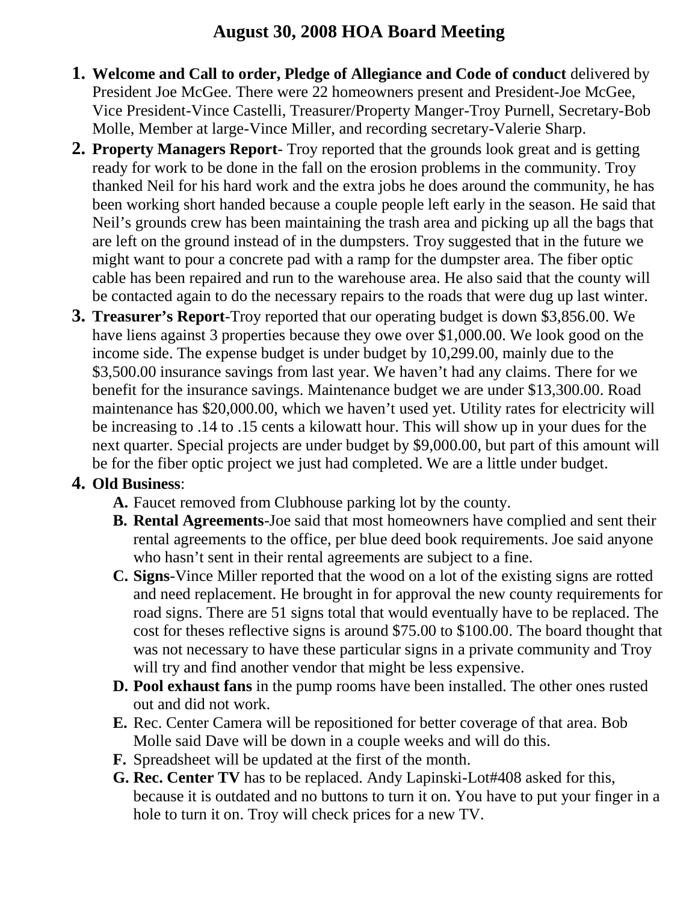# August 30, 2008 HOA Board Meeting

1. **Welcome and Call to order, Pledge of Allegiance and Code of conduct** delivered by President Joe McGee. There were 22 homeowners present and President-Joe McGee, Vice President-Vince Castelli, Treasurer/Property Manger-Troy Purnell, Secretary-Bob Molle, Member at large-Vince Miller, and recording secretary-Valerie Sharp.
2. **Property Managers Report**- Troy reported that the grounds look great and is getting ready for work to be done in the fall on the erosion problems in the community. Troy thanked Neil for his hard work and the extra jobs he does around the community, he has been working short handed because a couple people left early in the season. He said that Neil's grounds crew has been maintaining the trash area and picking up all the bags that are left on the ground instead of in the dumpsters. Troy suggested that in the future we might want to pour a concrete pad with a ramp for the dumpster area. The fiber optic cable has been repaired and run to the warehouse area. He also said that the county will be contacted again to do the necessary repairs to the roads that were dug up last winter.
3. **Treasurer's Report**-Troy reported that our operating budget is down $3,856.00. We have liens against 3 properties because they owe over $1,000.00. We look good on the income side. The expense budget is under budget by 10,299.00, mainly due to the $3,500.00 insurance savings from last year. We haven't had any claims. There for we benefit for the insurance savings. Maintenance budget we are under $13,300.00. Road maintenance has $20,000.00, which we haven't used yet. Utility rates for electricity will be increasing to .14 to .15 cents a kilowatt hour. This will show up in your dues for the next quarter. Special projects are under budget by $9,000.00, but part of this amount will be for the fiber optic project we just had completed. We are a little under budget.
4. **Old Business**:
   - **A.** Faucet removed from Clubhouse parking lot by the county.
   - **B. Rental Agreements**-Joe said that most homeowners have complied and sent their rental agreements to the office, per blue deed book requirements. Joe said anyone who hasn't sent in their rental agreements are subject to a fine.
   - **C. Signs**-Vince Miller reported that the wood on a lot of the existing signs are rotted and need replacement. He brought in for approval the new county requirements for road signs. There are 51 signs total that would eventually have to be replaced. The cost for theses reflective signs is around $75.00 to $100.00. The board thought that was not necessary to have these particular signs in a private community and Troy will try and find another vendor that might be less expensive.
   - **D. Pool exhaust fans** in the pump rooms have been installed. The other ones rusted out and did not work.
   - **E.** Rec. Center Camera will be repositioned for better coverage of that area. Bob Molle said Dave will be down in a couple weeks and will do this.
   - **F.** Spreadsheet will be updated at the first of the month.
   - **G. Rec. Center TV** has to be replaced. Andy Lapinski-Lot#408 asked for this, because it is outdated and no buttons to turn it on. You have to put your finger in a hole to turn it on. Troy will check prices for a new TV.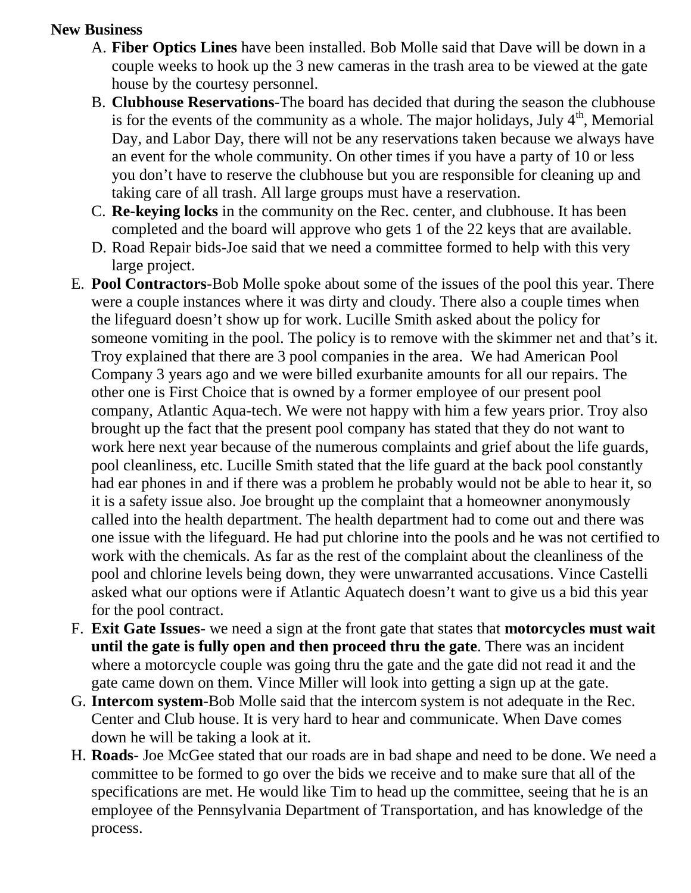**New Business**

A. **Fiber Optics Lines** have been installed. Bob Molle said that Dave will be down in a couple weeks to hook up the 3 new cameras in the trash area to be viewed at the gate house by the courtesy personnel.

B. **Clubhouse Reservations**-The board has decided that during the season the clubhouse is for the events of the community as a whole. The major holidays, July 4th, Memorial Day, and Labor Day, there will not be any reservations taken because we always have an event for the whole community. On other times if you have a party of 10 or less you don't have to reserve the clubhouse but you are responsible for cleaning up and taking care of all trash. All large groups must have a reservation.

C. **Re-keying locks** in the community on the Rec. center, and clubhouse. It has been completed and the board will approve who gets 1 of the 22 keys that are available.

D. Road Repair bids-Joe said that we need a committee formed to help with this very large project.

E. **Pool Contractors**-Bob Molle spoke about some of the issues of the pool this year. There were a couple instances where it was dirty and cloudy. There also a couple times when the lifeguard doesn't show up for work. Lucille Smith asked about the policy for someone vomiting in the pool. The policy is to remove with the skimmer net and that's it. Troy explained that there are 3 pool companies in the area. We had American Pool Company 3 years ago and we were billed exurbanite amounts for all our repairs. The other one is First Choice that is owned by a former employee of our present pool company, Atlantic Aqua-tech. We were not happy with him a few years prior. Troy also brought up the fact that the present pool company has stated that they do not want to work here next year because of the numerous complaints and grief about the life guards, pool cleanliness, etc. Lucille Smith stated that the life guard at the back pool constantly had ear phones in and if there was a problem he probably would not be able to hear it, so it is a safety issue also. Joe brought up the complaint that a homeowner anonymously called into the health department. The health department had to come out and there was one issue with the lifeguard. He had put chlorine into the pools and he was not certified to work with the chemicals. As far as the rest of the complaint about the cleanliness of the pool and chlorine levels being down, they were unwarranted accusations. Vince Castelli asked what our options were if Atlantic Aquatech doesn't want to give us a bid this year for the pool contract.

F. **Exit Gate Issues**- we need a sign at the front gate that states that **motorcycles must wait until the gate is fully open and then proceed thru the gate**. There was an incident where a motorcycle couple was going thru the gate and the gate did not read it and the gate came down on them. Vince Miller will look into getting a sign up at the gate.

G. **Intercom system**-Bob Molle said that the intercom system is not adequate in the Rec. Center and Club house. It is very hard to hear and communicate. When Dave comes down he will be taking a look at it.

H. **Roads**- Joe McGee stated that our roads are in bad shape and need to be done. We need a committee to be formed to go over the bids we receive and to make sure that all of the specifications are met. He would like Tim to head up the committee, seeing that he is an employee of the Pennsylvania Department of Transportation, and has knowledge of the process.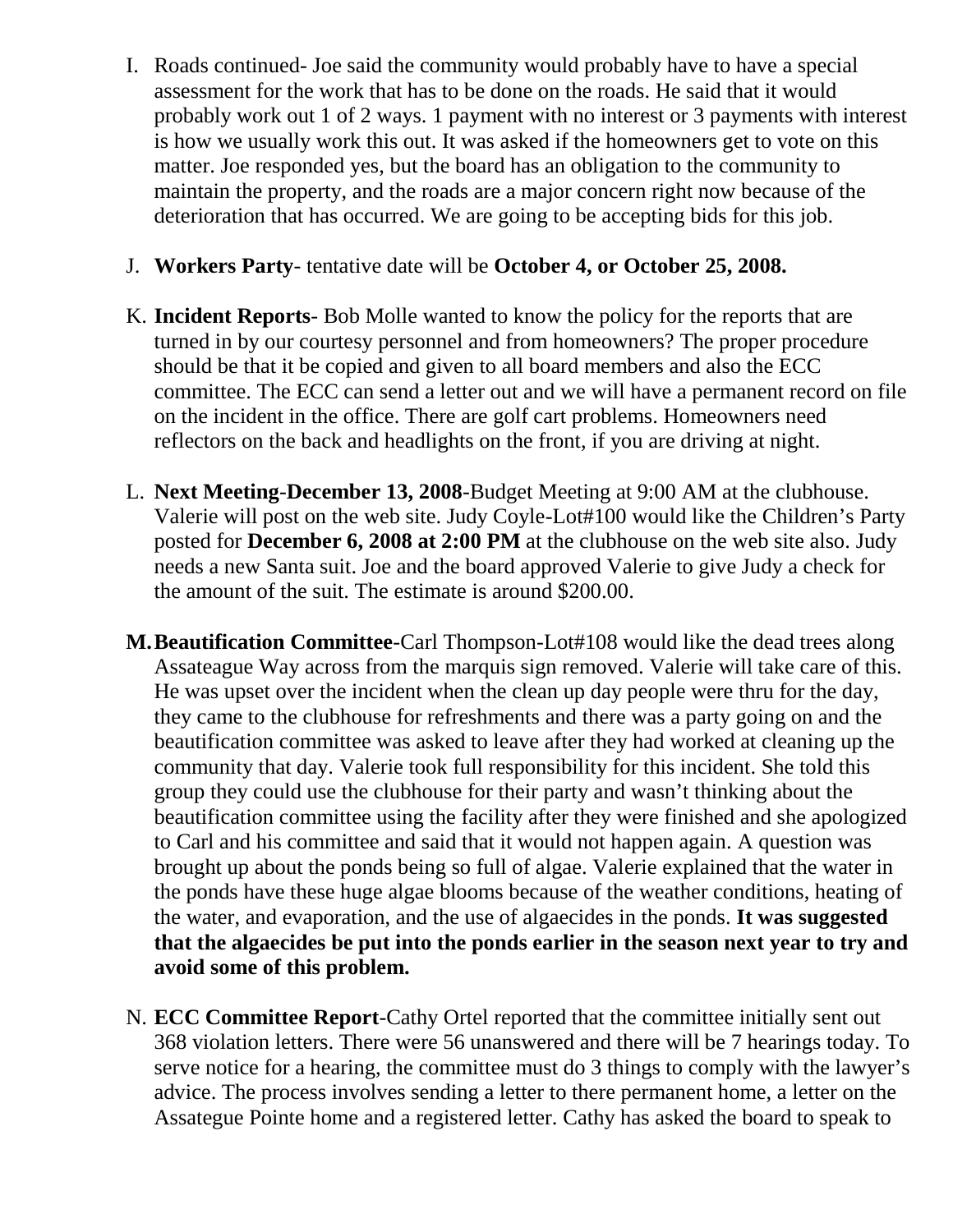I. Roads continued- Joe said the community would probably have to have a special assessment for the work that has to be done on the roads. He said that it would probably work out 1 of 2 ways. 1 payment with no interest or 3 payments with interest is how we usually work this out. It was asked if the homeowners get to vote on this matter. Joe responded yes, but the board has an obligation to the community to maintain the property, and the roads are a major concern right now because of the deterioration that has occurred. We are going to be accepting bids for this job.

J. **Workers Party**- tentative date will be **October 4, or October 25, 2008.**

K. **Incident Reports**- Bob Molle wanted to know the policy for the reports that are turned in by our courtesy personnel and from homeowners? The proper procedure should be that it be copied and given to all board members and also the ECC committee. The ECC can send a letter out and we will have a permanent record on file on the incident in the office. There are golf cart problems. Homeowners need reflectors on the back and headlights on the front, if you are driving at night.

L. **Next Meeting-December 13, 2008**-Budget Meeting at 9:00 AM at the clubhouse. Valerie will post on the web site. Judy Coyle-Lot#100 would like the Children's Party posted for **December 6, 2008 at 2:00 PM** at the clubhouse on the web site also. Judy needs a new Santa suit. Joe and the board approved Valerie to give Judy a check for the amount of the suit. The estimate is around $200.00.

**M. Beautification Committee**-Carl Thompson-Lot#108 would like the dead trees along Assateague Way across from the marquis sign removed. Valerie will take care of this. He was upset over the incident when the clean up day people were thru for the day, they came to the clubhouse for refreshments and there was a party going on and the beautification committee was asked to leave after they had worked at cleaning up the community that day. Valerie took full responsibility for this incident. She told this group they could use the clubhouse for their party and wasn't thinking about the beautification committee using the facility after they were finished and she apologized to Carl and his committee and said that it would not happen again. A question was brought up about the ponds being so full of algae. Valerie explained that the water in the ponds have these huge algae blooms because of the weather conditions, heating of the water, and evaporation, and the use of algaecides in the ponds. **It was suggested that the algaecides be put into the ponds earlier in the season next year to try and avoid some of this problem.**

N. **ECC Committee Report**-Cathy Ortel reported that the committee initially sent out 368 violation letters. There were 56 unanswered and there will be 7 hearings today. To serve notice for a hearing, the committee must do 3 things to comply with the lawyer's advice. The process involves sending a letter to there permanent home, a letter on the Assategue Pointe home and a registered letter. Cathy has asked the board to speak to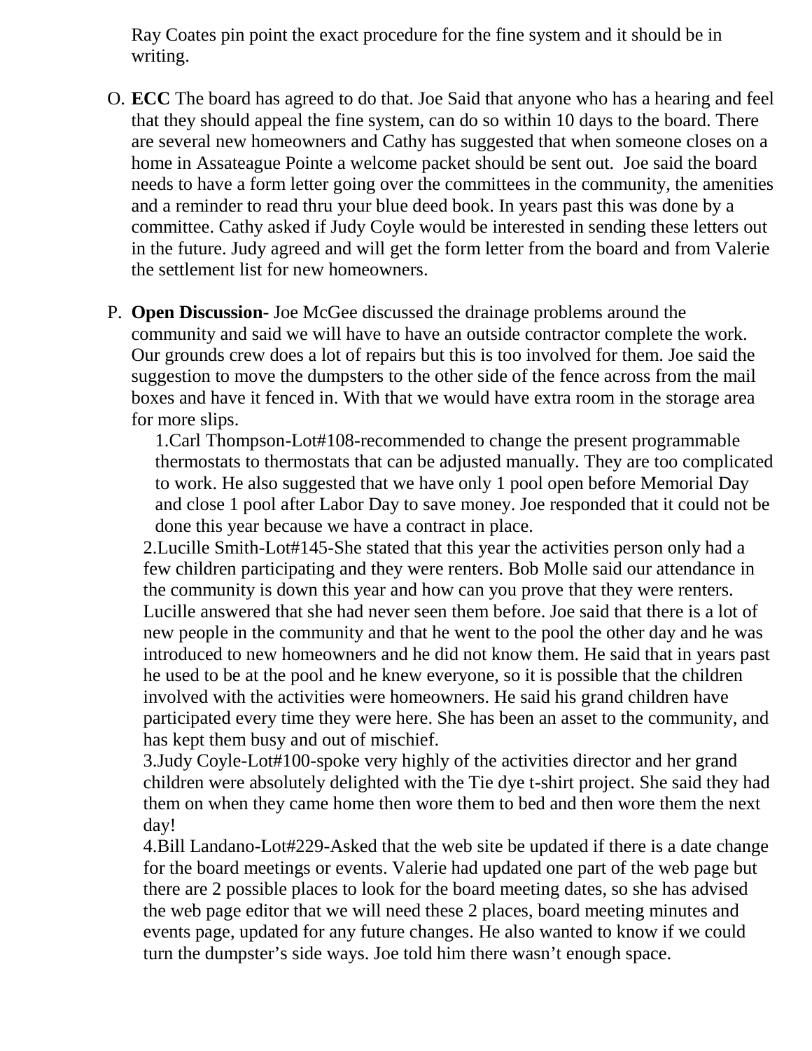Ray Coates pin point the exact procedure for the fine system and it should be in writing.

O. **ECC** The board has agreed to do that. Joe Said that anyone who has a hearing and feel that they should appeal the fine system, can do so within 10 days to the board. There are several new homeowners and Cathy has suggested that when someone closes on a home in Assateague Pointe a welcome packet should be sent out. Joe said the board needs to have a form letter going over the committees in the community, the amenities and a reminder to read thru your blue deed book. In years past this was done by a committee. Cathy asked if Judy Coyle would be interested in sending these letters out in the future. Judy agreed and will get the form letter from the board and from Valerie the settlement list for new homeowners.

P. **Open Discussion**- Joe McGee discussed the drainage problems around the community and said we will have to have an outside contractor complete the work. Our grounds crew does a lot of repairs but this is too involved for them. Joe said the suggestion to move the dumpsters to the other side of the fence across from the mail boxes and have it fenced in. With that we would have extra room in the storage area for more slips.

   1.Carl Thompson-Lot#108-recommended to change the present programmable thermostats to thermostats that can be adjusted manually. They are too complicated to work. He also suggested that we have only 1 pool open before Memorial Day and close 1 pool after Labor Day to save money. Joe responded that it could not be done this year because we have a contract in place.

   2.Lucille Smith-Lot#145-She stated that this year the activities person only had a few children participating and they were renters. Bob Molle said our attendance in the community is down this year and how can you prove that they were renters. Lucille answered that she had never seen them before. Joe said that there is a lot of new people in the community and that he went to the pool the other day and he was introduced to new homeowners and he did not know them. He said that in years past he used to be at the pool and he knew everyone, so it is possible that the children involved with the activities were homeowners. He said his grand children have participated every time they were here. She has been an asset to the community, and has kept them busy and out of mischief.

   3.Judy Coyle-Lot#100-spoke very highly of the activities director and her grand children were absolutely delighted with the Tie dye t-shirt project. She said they had them on when they came home then wore them to bed and then wore them the next day!

   4.Bill Landano-Lot#229-Asked that the web site be updated if there is a date change for the board meetings or events. Valerie had updated one part of the web page but there are 2 possible places to look for the board meeting dates, so she has advised the web page editor that we will need these 2 places, board meeting minutes and events page, updated for any future changes. He also wanted to know if we could turn the dumpster's side ways. Joe told him there wasn't enough space.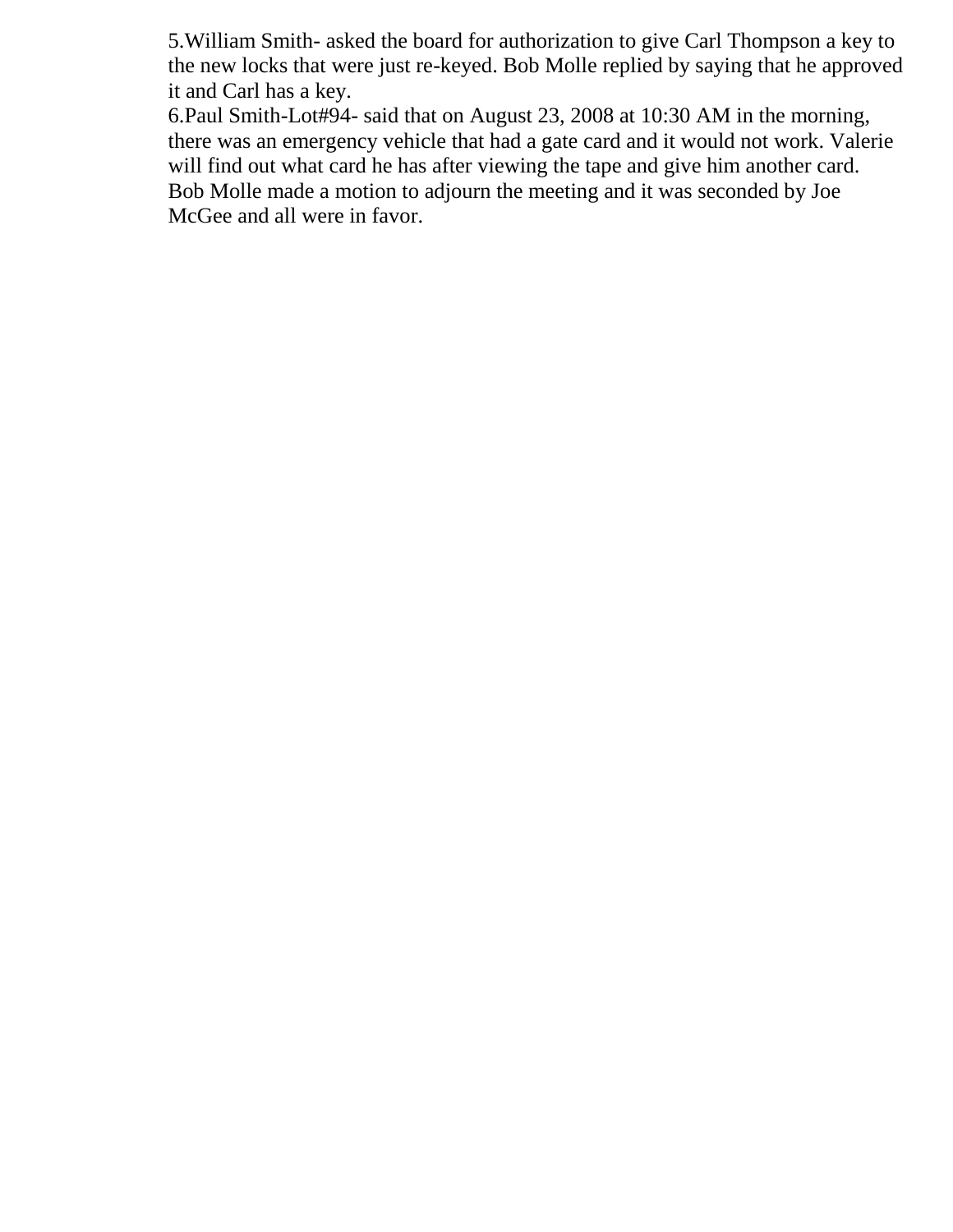5.William Smith- asked the board for authorization to give Carl Thompson a key to the new locks that were just re-keyed. Bob Molle replied by saying that he approved it and Carl has a key.

6.Paul Smith-Lot#94- said that on August 23, 2008 at 10:30 AM in the morning, there was an emergency vehicle that had a gate card and it would not work. Valerie will find out what card he has after viewing the tape and give him another card.

Bob Molle made a motion to adjourn the meeting and it was seconded by Joe McGee and all were in favor.